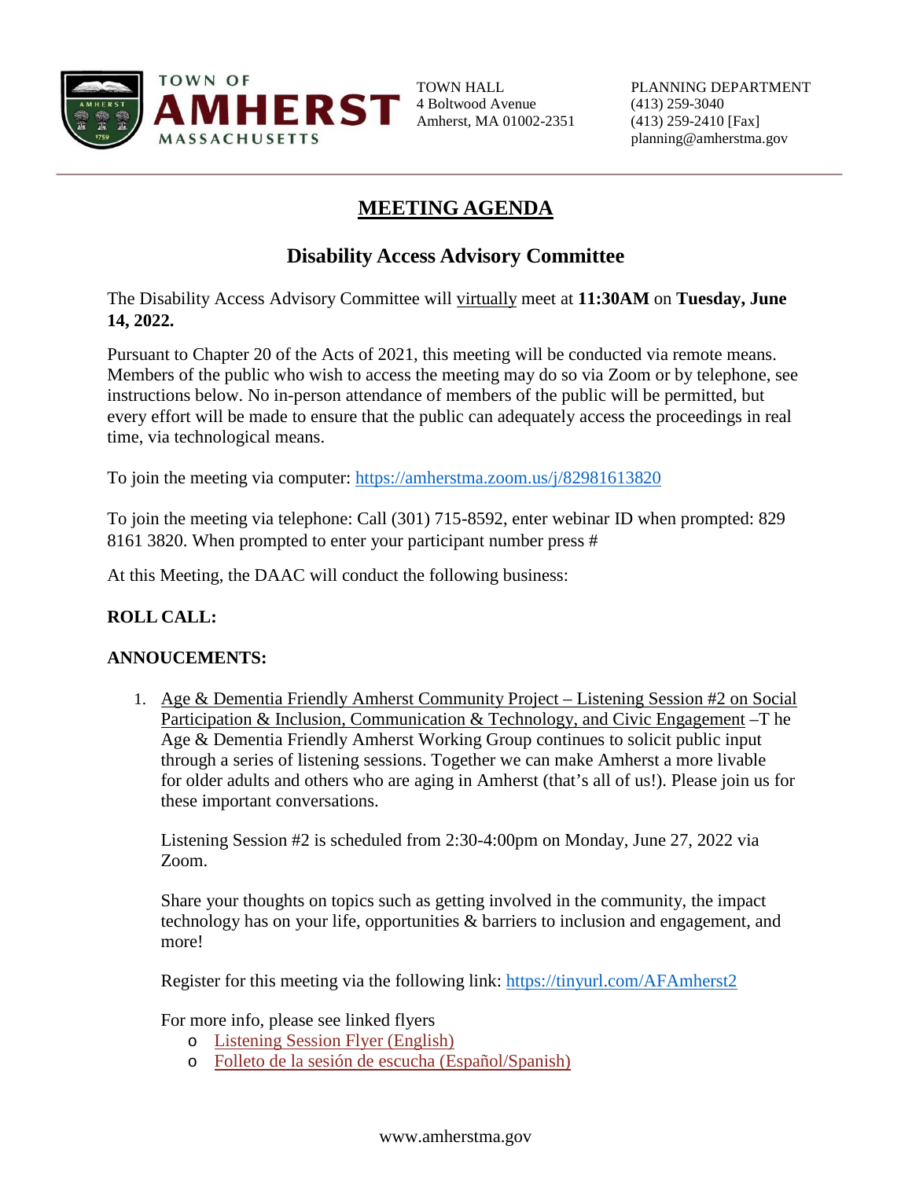TOWN OF AMHERST MASSACHUSETTS

TOWN HALL
4 Boltwood Avenue
Amherst, MA 01002-2351

PLANNING DEPARTMENT
(413) 259-3040
(413) 259-2410 [Fax]
planning@amherstma.gov

# MEETING AGENDA

## Disability Access Advisory Committee

The Disability Access Advisory Committee will virtually meet at **11:30AM** on **Tuesday, June 14, 2022.**

Pursuant to Chapter 20 of the Acts of 2021, this meeting will be conducted via remote means. Members of the public who wish to access the meeting may do so via Zoom or by telephone, see instructions below. No in-person attendance of members of the public will be permitted, but every effort will be made to ensure that the public can adequately access the proceedings in real time, via technological means.

To join the meeting via computer: [https://amherstma.zoom.us/j/82981613820](https://amherstma.zoom.us/j/82981613820)

To join the meeting via telephone: Call (301) 715-8592, enter webinar ID when prompted: 829 8161 3820. When prompted to enter your participant number press #

At this Meeting, the DAAC will conduct the following business:

**ROLL CALL:**

**ANNOUCEMENTS:**

1. Age & Dementia Friendly Amherst Community Project – Listening Session #2 on Social Participation & Inclusion, Communication & Technology, and Civic Engagement –T he Age & Dementia Friendly Amherst Working Group continues to solicit public input through a series of listening sessions. Together we can make Amherst a more livable for older adults and others who are aging in Amherst (that's all of us!). Please join us for these important conversations.

   Listening Session #2 is scheduled from 2:30-4:00pm on Monday, June 27, 2022 via Zoom.

   Share your thoughts on topics such as getting involved in the community, the impact technology has on your life, opportunities & barriers to inclusion and engagement, and more!

   Register for this meeting via the following link: [https://tinyurl.com/AFAmherst2](https://tinyurl.com/AFAmherst2)

   For more info, please see linked flyers
   - Listening Session Flyer (English)
   - Folleto de la sesión de escucha (Español/Spanish)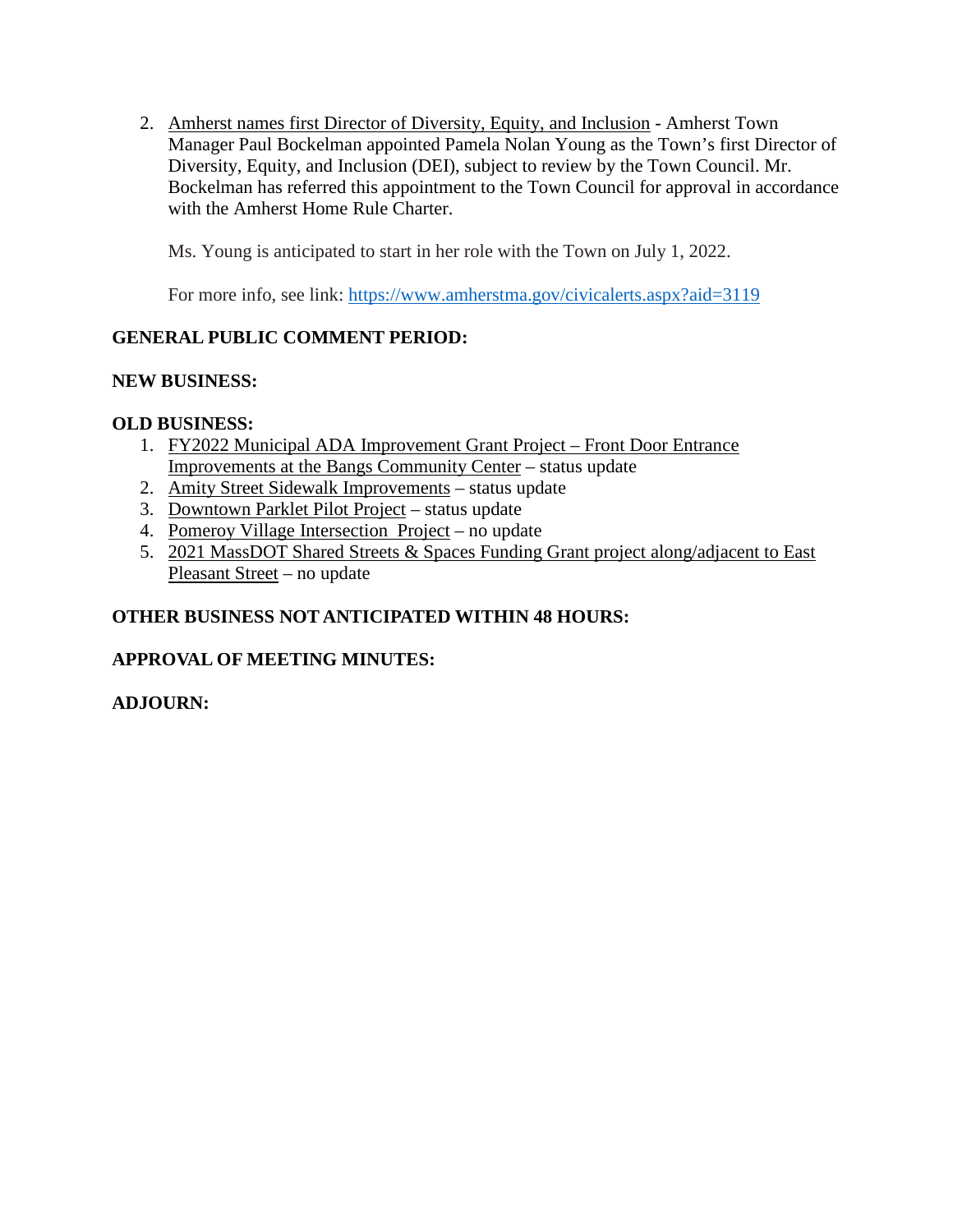2. Amherst names first Director of Diversity, Equity, and Inclusion - Amherst Town Manager Paul Bockelman appointed Pamela Nolan Young as the Town's first Director of Diversity, Equity, and Inclusion (DEI), subject to review by the Town Council. Mr. Bockelman has referred this appointment to the Town Council for approval in accordance with the Amherst Home Rule Charter.

   Ms. Young is anticipated to start in her role with the Town on July 1, 2022.

   For more info, see link: https://www.amherstma.gov/civicalerts.aspx?aid=3119

**GENERAL PUBLIC COMMENT PERIOD:**

**NEW BUSINESS:**

**OLD BUSINESS:**

1. FY2022 Municipal ADA Improvement Grant Project – Front Door Entrance Improvements at the Bangs Community Center – status update
2. Amity Street Sidewalk Improvements – status update
3. Downtown Parklet Pilot Project – status update
4. Pomeroy Village Intersection Project – no update
5. 2021 MassDOT Shared Streets & Spaces Funding Grant project along/adjacent to East Pleasant Street – no update

**OTHER BUSINESS NOT ANTICIPATED WITHIN 48 HOURS:**

**APPROVAL OF MEETING MINUTES:**

**ADJOURN:**